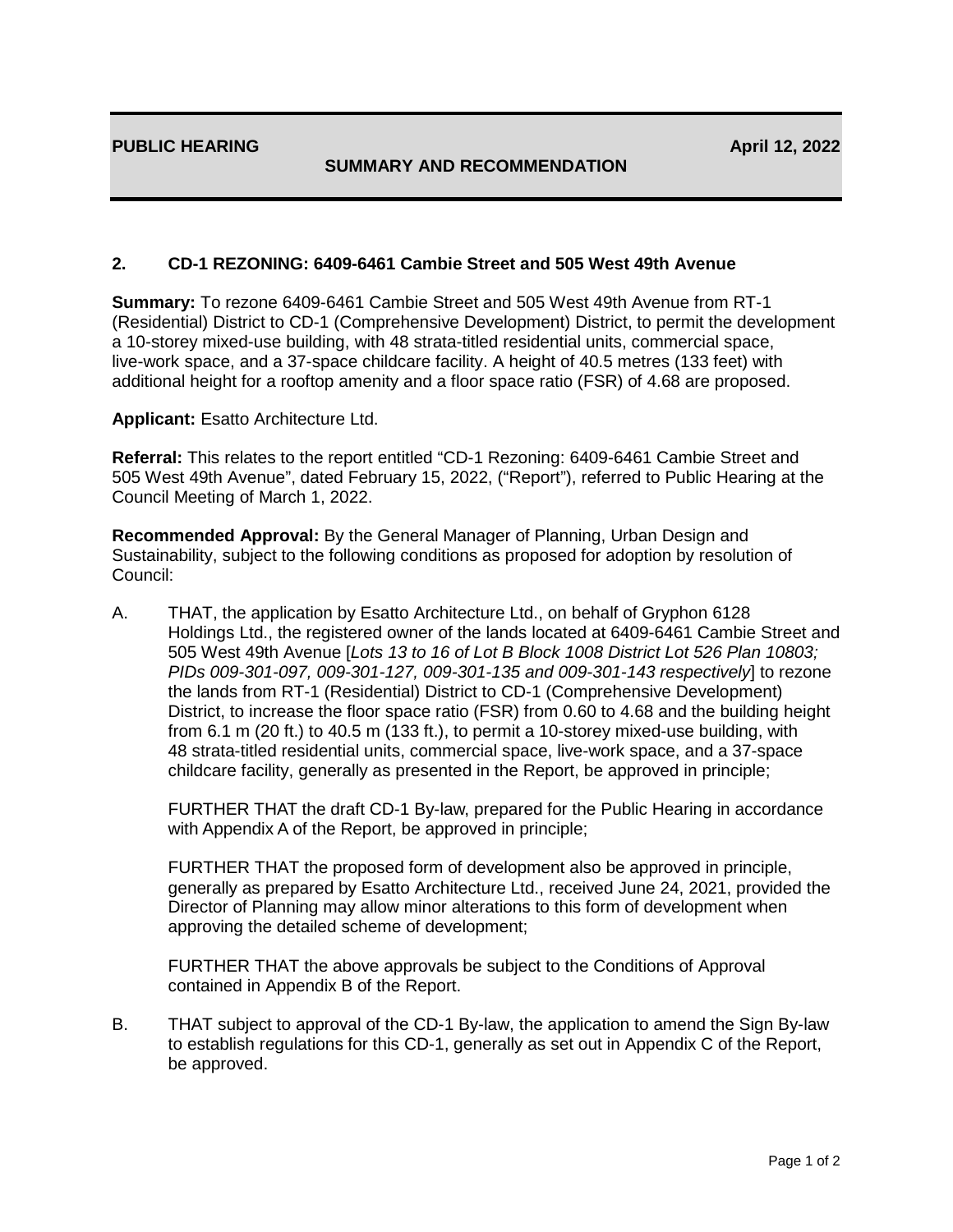**PUBLIC HEARING** **April 12, 2022**

**SUMMARY AND RECOMMENDATION**

## 2. CD-1 REZONING: 6409-6461 Cambie Street and 505 West 49th Avenue

**Summary:** To rezone 6409-6461 Cambie Street and 505 West 49th Avenue from RT-1 (Residential) District to CD-1 (Comprehensive Development) District, to permit the development a 10-storey mixed-use building, with 48 strata-titled residential units, commercial space, live-work space, and a 37-space childcare facility. A height of 40.5 metres (133 feet) with additional height for a rooftop amenity and a floor space ratio (FSR) of 4.68 are proposed.

**Applicant:** Esatto Architecture Ltd.

**Referral:** This relates to the report entitled "CD-1 Rezoning: 6409-6461 Cambie Street and 505 West 49th Avenue", dated February 15, 2022, ("Report"), referred to Public Hearing at the Council Meeting of March 1, 2022.

**Recommended Approval:** By the General Manager of Planning, Urban Design and Sustainability, subject to the following conditions as proposed for adoption by resolution of Council:

A. THAT, the application by Esatto Architecture Ltd., on behalf of Gryphon 6128 Holdings Ltd., the registered owner of the lands located at 6409-6461 Cambie Street and 505 West 49th Avenue [*Lots 13 to 16 of Lot B Block 1008 District Lot 526 Plan 10803; PIDs 009-301-097, 009-301-127, 009-301-135 and 009-301-143 respectively*] to rezone the lands from RT-1 (Residential) District to CD-1 (Comprehensive Development) District, to increase the floor space ratio (FSR) from 0.60 to 4.68 and the building height from 6.1 m (20 ft.) to 40.5 m (133 ft.), to permit a 10-storey mixed-use building, with 48 strata-titled residential units, commercial space, live-work space, and a 37-space childcare facility, generally as presented in the Report, be approved in principle;

   FURTHER THAT the draft CD-1 By-law, prepared for the Public Hearing in accordance with Appendix A of the Report, be approved in principle;

   FURTHER THAT the proposed form of development also be approved in principle, generally as prepared by Esatto Architecture Ltd., received June 24, 2021, provided the Director of Planning may allow minor alterations to this form of development when approving the detailed scheme of development;

   FURTHER THAT the above approvals be subject to the Conditions of Approval contained in Appendix B of the Report.

B. THAT subject to approval of the CD-1 By-law, the application to amend the Sign By-law to establish regulations for this CD-1, generally as set out in Appendix C of the Report, be approved.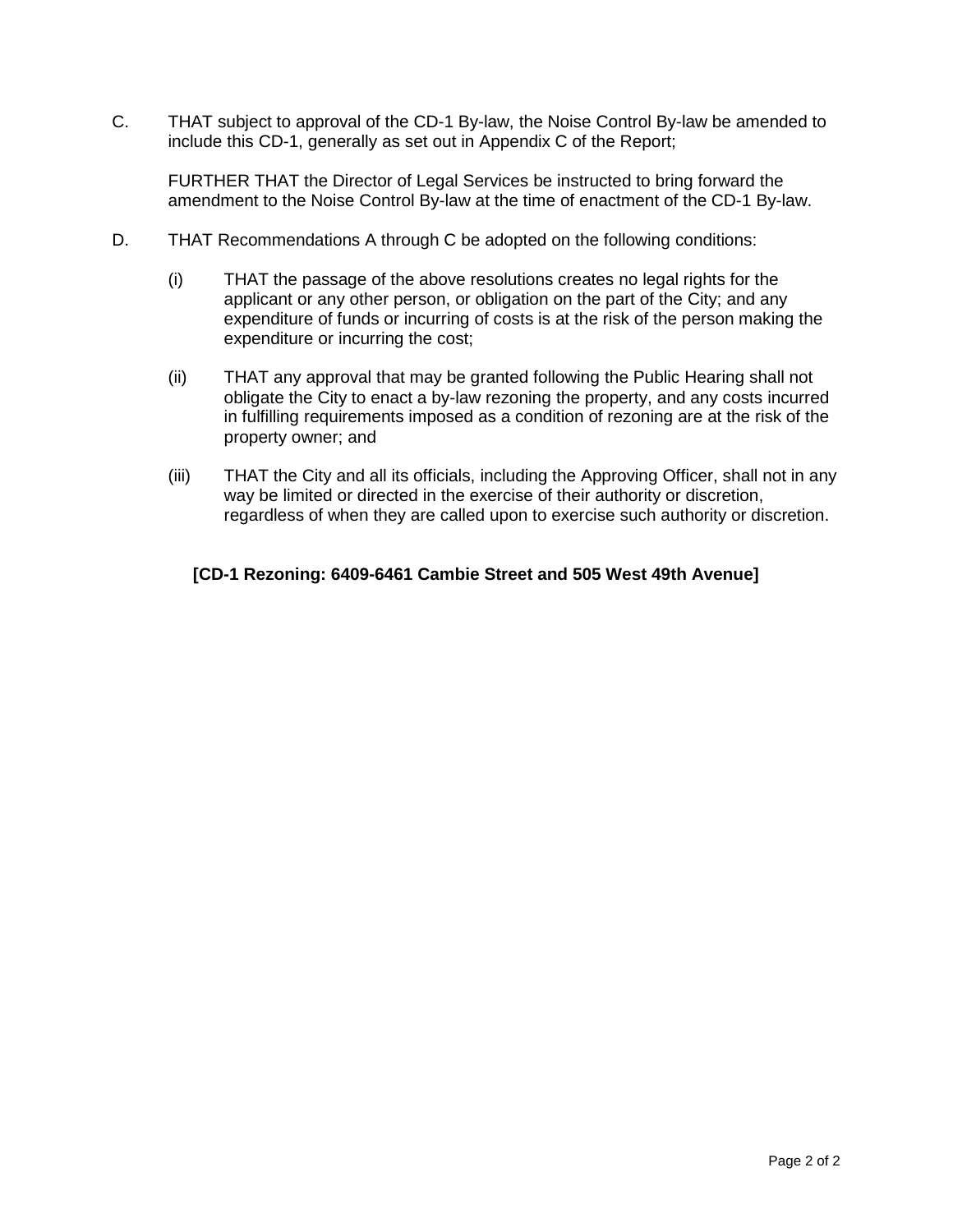C. THAT subject to approval of the CD-1 By-law, the Noise Control By-law be amended to include this CD-1, generally as set out in Appendix C of the Report;

   FURTHER THAT the Director of Legal Services be instructed to bring forward the amendment to the Noise Control By-law at the time of enactment of the CD-1 By-law.

D. THAT Recommendations A through C be adopted on the following conditions:

   (i) THAT the passage of the above resolutions creates no legal rights for the applicant or any other person, or obligation on the part of the City; and any expenditure of funds or incurring of costs is at the risk of the person making the expenditure or incurring the cost;

   (ii) THAT any approval that may be granted following the Public Hearing shall not obligate the City to enact a by-law rezoning the property, and any costs incurred in fulfilling requirements imposed as a condition of rezoning are at the risk of the property owner; and

   (iii) THAT the City and all its officials, including the Approving Officer, shall not in any way be limited or directed in the exercise of their authority or discretion, regardless of when they are called upon to exercise such authority or discretion.

**[CD-1 Rezoning: 6409-6461 Cambie Street and 505 West 49th Avenue]**